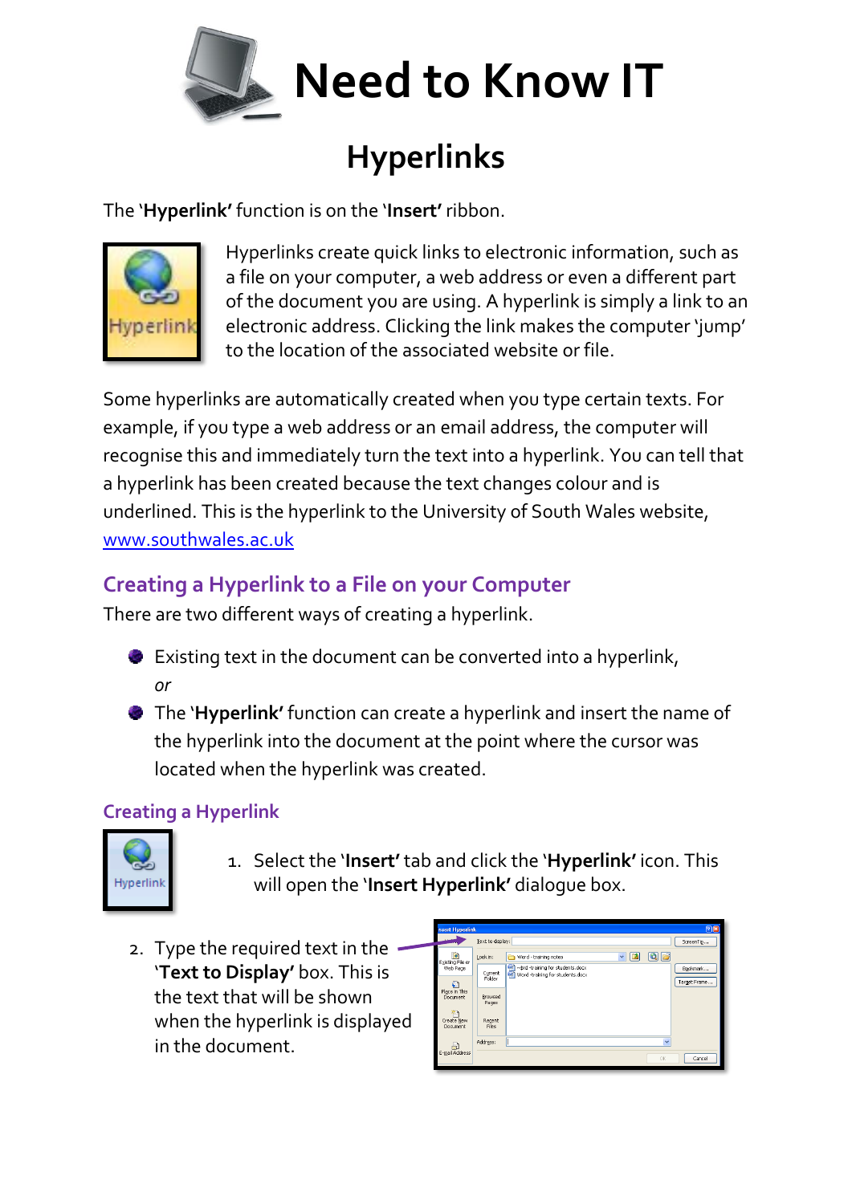# Need to Know IT

## Hyperlinks

The '**Hyperlink'** function is on the '**Insert'** ribbon.

Hyperlinks create quick links to electronic information, such as a file on your computer, a web address or even a different part of the document you are using. A hyperlink is simply a link to an electronic address. Clicking the link makes the computer 'jump' to the location of the associated website or file.

Some hyperlinks are automatically created when you type certain texts. For example, if you type a web address or an email address, the computer will recognise this and immediately turn the text into a hyperlink. You can tell that a hyperlink has been created because the text changes colour and is underlined. This is the hyperlink to the University of South Wales website, [www.southwales.ac.uk](www.southwales.ac.uk)

### Creating a Hyperlink to a File on your Computer

There are two different ways of creating a hyperlink.

- Existing text in the document can be converted into a hyperlink,
  *or*
- The '**Hyperlink'** function can create a hyperlink and insert the name of the hyperlink into the document at the point where the cursor was located when the hyperlink was created.

### Creating a Hyperlink

1. Select the '**Insert'** tab and click the '**Hyperlink'** icon. This will open the '**Insert Hyperlink'** dialogue box.
2. Type the required text in the '**Text to Display'** box. This is the text that will be shown when the hyperlink is displayed in the document.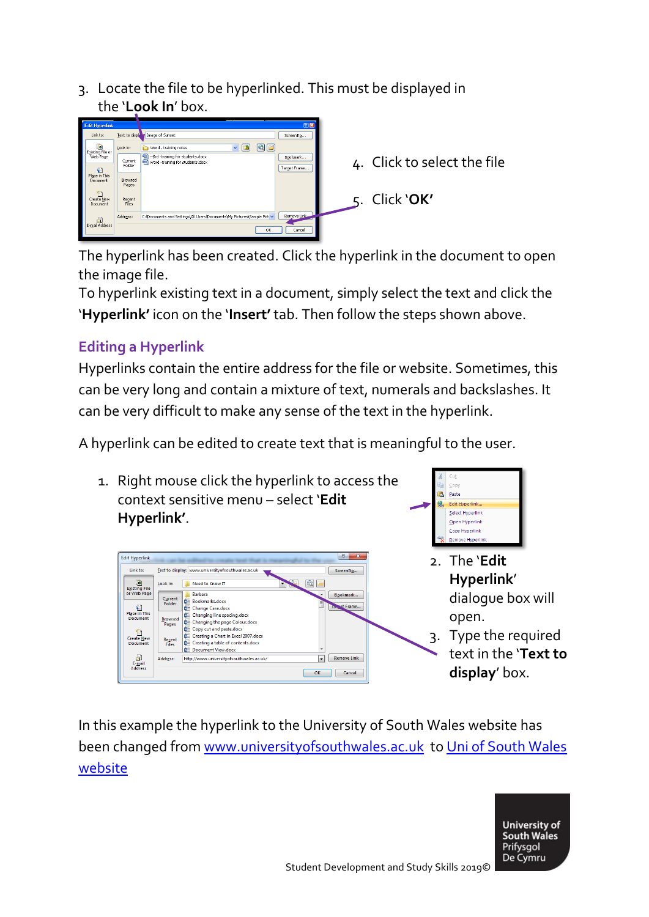3. Locate the file to be hyperlinked. This must be displayed in the '**Look In**' box.

4. Click to select the file

5. Click '**OK'**

The hyperlink has been created. Click the hyperlink in the document to open the image file.

To hyperlink existing text in a document, simply select the text and click the '**Hyperlink'** icon on the '**Insert'** tab. Then follow the steps shown above.

## Editing a Hyperlink

Hyperlinks contain the entire address for the file or website. Sometimes, this can be very long and contain a mixture of text, numerals and backslashes. It can be very difficult to make any sense of the text in the hyperlink.

A hyperlink can be edited to create text that is meaningful to the user.

1. Right mouse click the hyperlink to access the context sensitive menu – select '**Edit Hyperlink'**.
2. The '**Edit Hyperlink**' dialogue box will open.
3. Type the required text in the '**Text to display**' box.

In this example the hyperlink to the University of South Wales website has been changed from www.universityofsouthwales.ac.uk to Uni of South Wales website